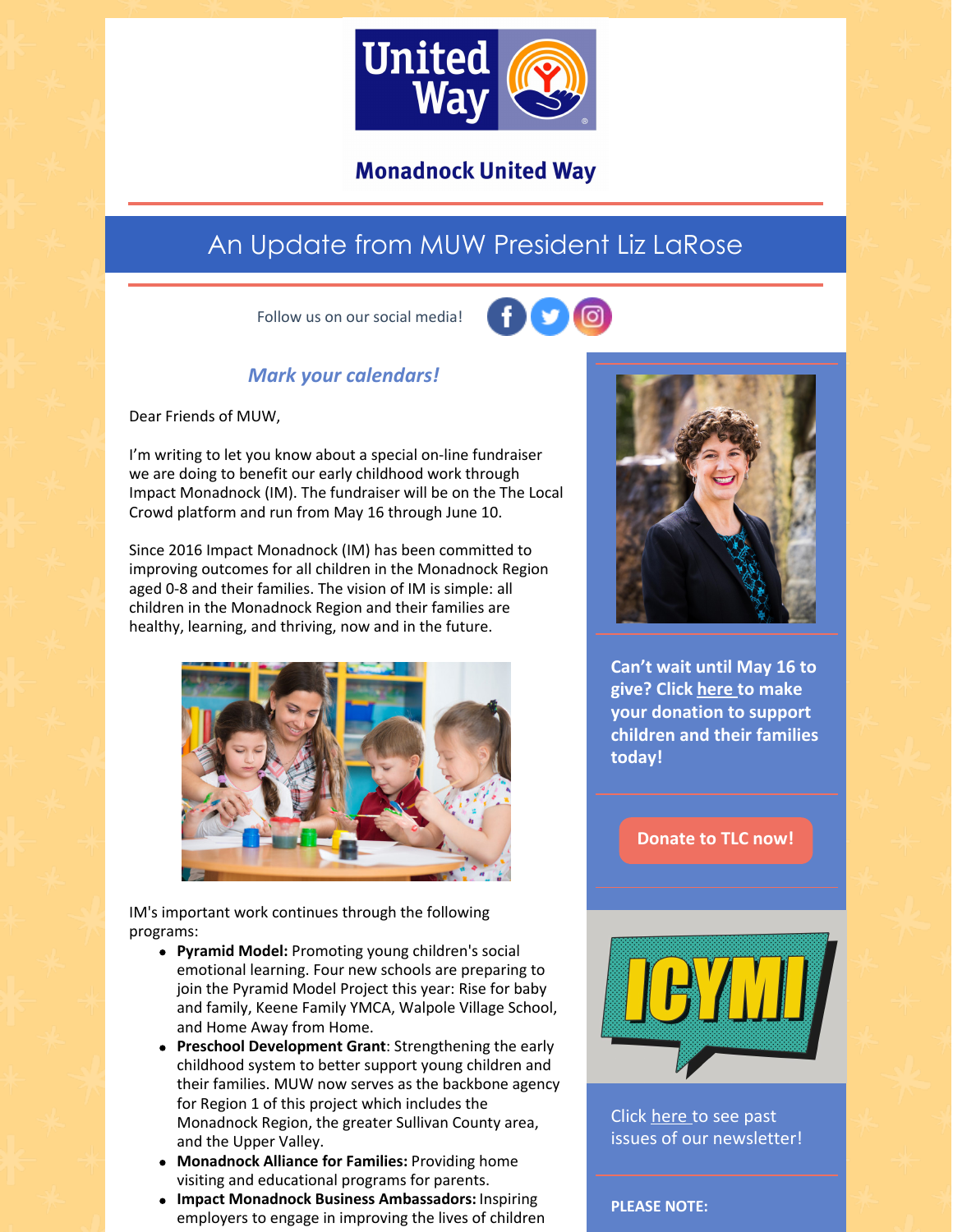# Monadnock United Way

## An Update from MUW President Liz LaRose

Follow us on our social media!

### *Mark your calendars!*

Dear Friends of MUW,

I'm writing to let you know about a special on-line fundraiser we are doing to benefit our early childhood work through Impact Monadnock (IM). The fundraiser will be on the The Local Crowd platform and run from May 16 through June 10.

Since 2016 Impact Monadnock (IM) has been committed to improving outcomes for all children in the Monadnock Region aged 0-8 and their families. The vision of IM is simple: all children in the Monadnock Region and their families are healthy, learning, and thriving, now and in the future.

IM's important work continues through the following programs:

- **Pyramid Model:** Promoting young children's social emotional learning. Four new schools are preparing to join the Pyramid Model Project this year: Rise for baby and family, Keene Family YMCA, Walpole Village School, and Home Away from Home.
- **Preschool Development Grant**: Strengthening the early childhood system to better support young children and their families. MUW now serves as the backbone agency for Region 1 of this project which includes the Monadnock Region, the greater Sullivan County area, and the Upper Valley.
- **Monadnock Alliance for Families:** Providing home visiting and educational programs for parents.
- **Impact Monadnock Business Ambassadors:** Inspiring employers to engage in improving the lives of children

**Can't wait until May 16 to give? Click here to make your donation to support children and their families today!**

**Donate to TLC now!**

ICYMI

Click here to see past issues of our newsletter!

**PLEASE NOTE:**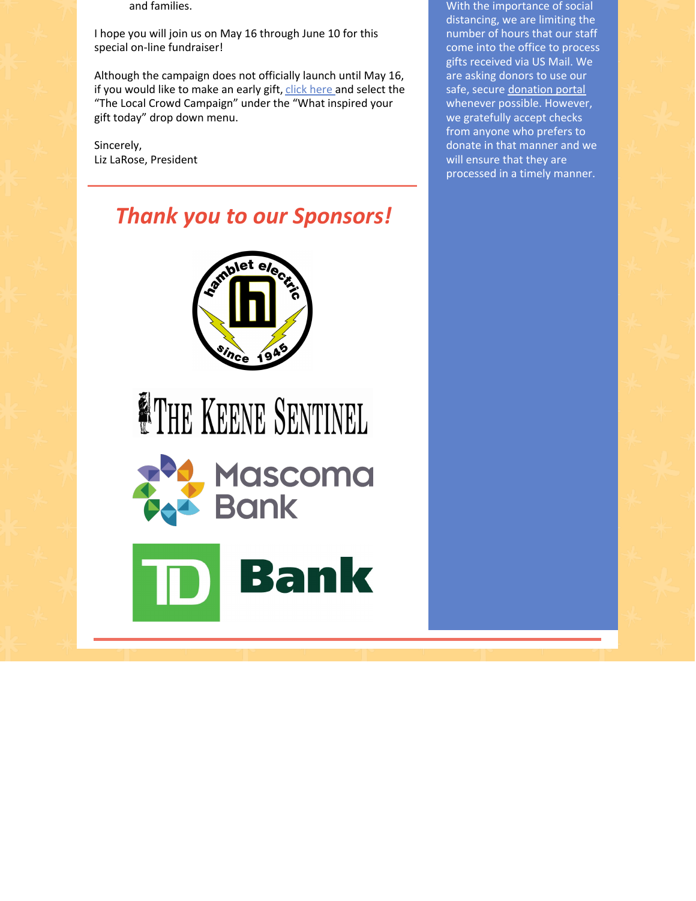and families.

I hope you will join us on May 16 through June 10 for this special on-line fundraiser!

Although the campaign does not officially launch until May 16, if you would like to make an early gift, click here and select the "The Local Crowd Campaign" under the "What inspired your gift today" drop down menu.

Sincerely,
Liz LaRose, President

## *Thank you to our Sponsors!*

hamblet electric since 1945

The Keene Sentinel

Mascoma Bank

TD Bank

With the importance of social distancing, we are limiting the number of hours that our staff come into the office to process gifts received via US Mail. We are asking donors to use our safe, secure donation portal whenever possible. However, we gratefully accept checks from anyone who prefers to donate in that manner and we will ensure that they are processed in a timely manner.